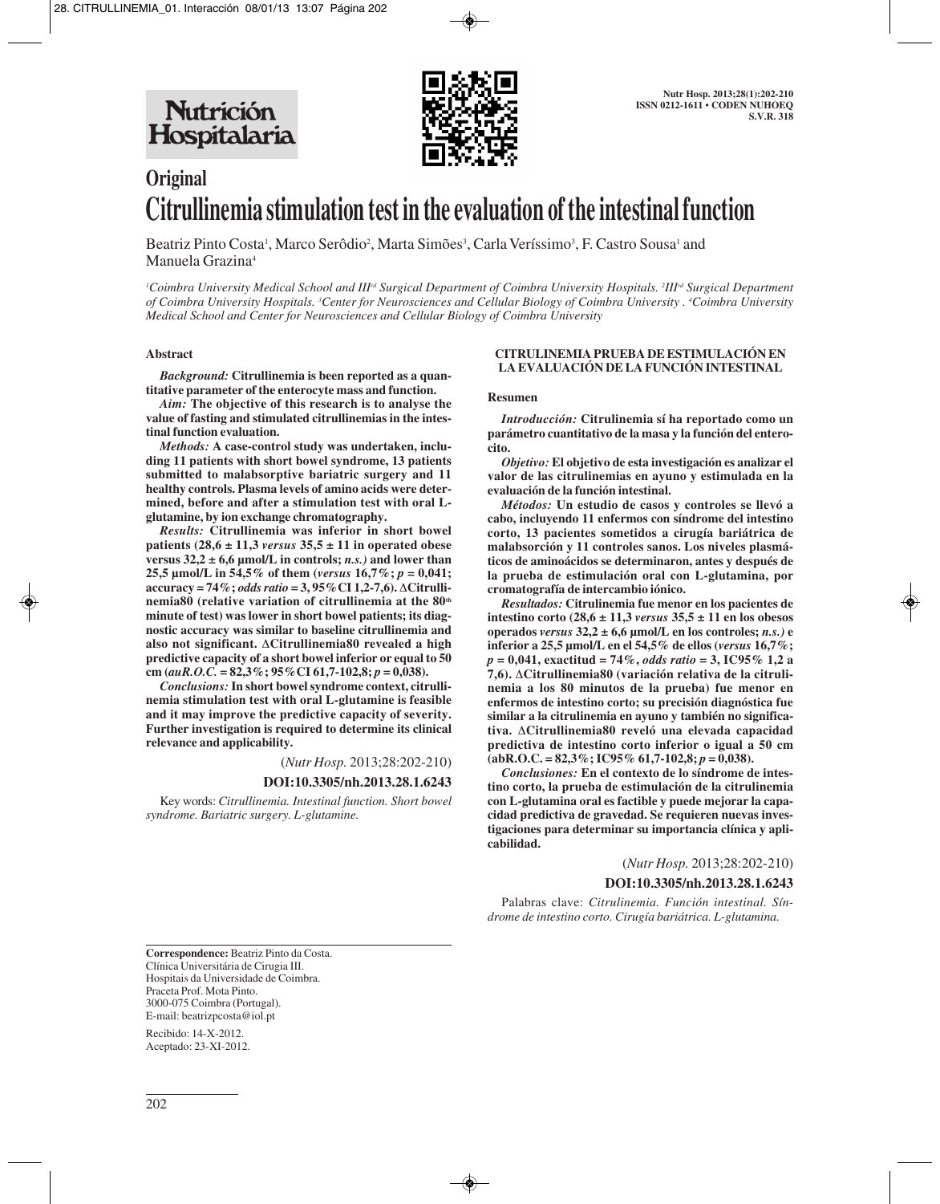# Original

# Citrullinemia stimulation test in the evaluation of the intestinal function

Beatriz Pinto Costa[1], Marco Serôdio[2], Marta Simões[3], Carla Veríssimo[3], F. Castro Sousa[1] and Manuela Grazina[4]

*[1]Coimbra University Medical School and III[rd] Surgical Department of Coimbra University Hospitals. [2]III[rd] Surgical Department of Coimbra University Hospitals. [3]Center for Neurosciences and Cellular Biology of Coimbra University . [4]Coimbra University Medical School and Center for Neurosciences and Cellular Biology of Coimbra University*

## Abstract

***Background:*** **Citrullinemia is been reported as a quantitative parameter of the enterocyte mass and function.**

***Aim:*** **The objective of this research is to analyse the value of fasting and stimulated citrullinemias in the intestinal function evaluation.**

***Methods:*** **A case-control study was undertaken, including 11 patients with short bowel syndrome, 13 patients submitted to malabsorptive bariatric surgery and 11 healthy controls. Plasma levels of amino acids were determined, before and after a stimulation test with oral L-glutamine, by ion exchange chromatography.**

***Results:*** **Citrullinemia was inferior in short bowel patients (28,6 ± 11,3 *versus* 35,5 ± 11 in operated obese versus 32,2 ± 6,6 µmol/L in controls; *n.s.)* and lower than 25,5 µmol/L in 54,5% of them (*versus* 16,7%; *p* = 0,041; accuracy = 74%; *odds ratio* = 3, 95% CI 1,2-7,6). ∆Citrullinemia80 (relative variation of citrullinemia at the 80[th] minute of test) was lower in short bowel patients; its diagnostic accuracy was similar to baseline citrullinemia and also not significant. ∆Citrullinemia80 revealed a high predictive capacity of a short bowel inferior or equal to 50 cm (*auR.O.C.* = 82,3%; 95% CI 61,7-102,8; *p* = 0,038).**

***Conclusions:*** **In short bowel syndrome context, citrullinemia stimulation test with oral L-glutamine is feasible and it may improve the predictive capacity of severity. Further investigation is required to determine its clinical relevance and applicability.**

(*Nutr Hosp.* 2013;28:202-210)

**DOI:10.3305/nh.2013.28.1.6243**

Key words: *Citrullinemia. Intestinal function. Short bowel syndrome. Bariatric surgery. L-glutamine.*

## CITRULINEMIA PRUEBA DE ESTIMULACIÓN EN LA EVALUACIÓN DE LA FUNCIÓN INTESTINAL

### Resumen

***Introducción:*** **Citrulinemia sí ha reportado como un parámetro cuantitativo de la masa y la función del enterocito.**

***Objetivo:*** **El objetivo de esta investigación es analizar el valor de las citrulinemias en ayuno y estimulada en la evaluación de la función intestinal.**

***Métodos:*** **Un estudio de casos y controles se llevó a cabo, incluyendo 11 enfermos con síndrome del intestino corto, 13 pacientes sometidos a cirugía bariátrica de malabsorción y 11 controles sanos. Los niveles plasmáticos de aminoácidos se determinaron, antes y después de la prueba de estimulación oral con L-glutamina, por cromatografía de intercambio iónico.**

***Resultados:*** **Citrulinemia fue menor en los pacientes de intestino corto (28,6 ± 11,3 *versus* 35,5 ± 11 en los obesos operados *versus* 32,2 ± 6,6 µmol/L en los controles; *n.s.)* e inferior a 25,5 µmol/L en el 54,5% de ellos (*versus* 16,7%; *p* = 0,041, exactitud = 74%, *odds ratio* = 3, IC95% 1,2 a 7,6). ∆Citrulinemia80 (variación relativa de la citrulinemia a los 80 minutos de la prueba) fue menor en enfermos de intestino corto; su precisión diagnóstica fue similar a la citrulinemia en ayuno y también no significativa. ∆Citrulinemia80 reveló una elevada capacidad predictiva de intestino corto inferior o igual a 50 cm (abR.O.C. = 82,3%; IC95% 61,7-102,8; *p* = 0,038).**

***Conclusiones:*** **En el contexto de lo síndrome de intestino corto, la prueba de estimulación de la citrulinemia con L-glutamina oral es factible y puede mejorar la capacidad predictiva de gravedad. Se requieren nuevas investigaciones para determinar su importancia clínica y aplicabilidad.**

(*Nutr Hosp.* 2013;28:202-210)

**DOI:10.3305/nh.2013.28.1.6243**

Palabras clave: *Citrulinemia. Función intestinal. Síndrome de intestino corto. Cirugía bariátrica. L-glutamina.*

---

**Correspondence:** Beatriz Pinto da Costa.
Clínica Universitária de Cirugia III.
Hospitais da Universidade de Coimbra.
Praceta Prof. Mota Pinto.
3000-075 Coimbra (Portugal).
E-mail: beatrizpcosta@iol.pt

Recibido: 14-X-2012.
Aceptado: 23-XI-2012.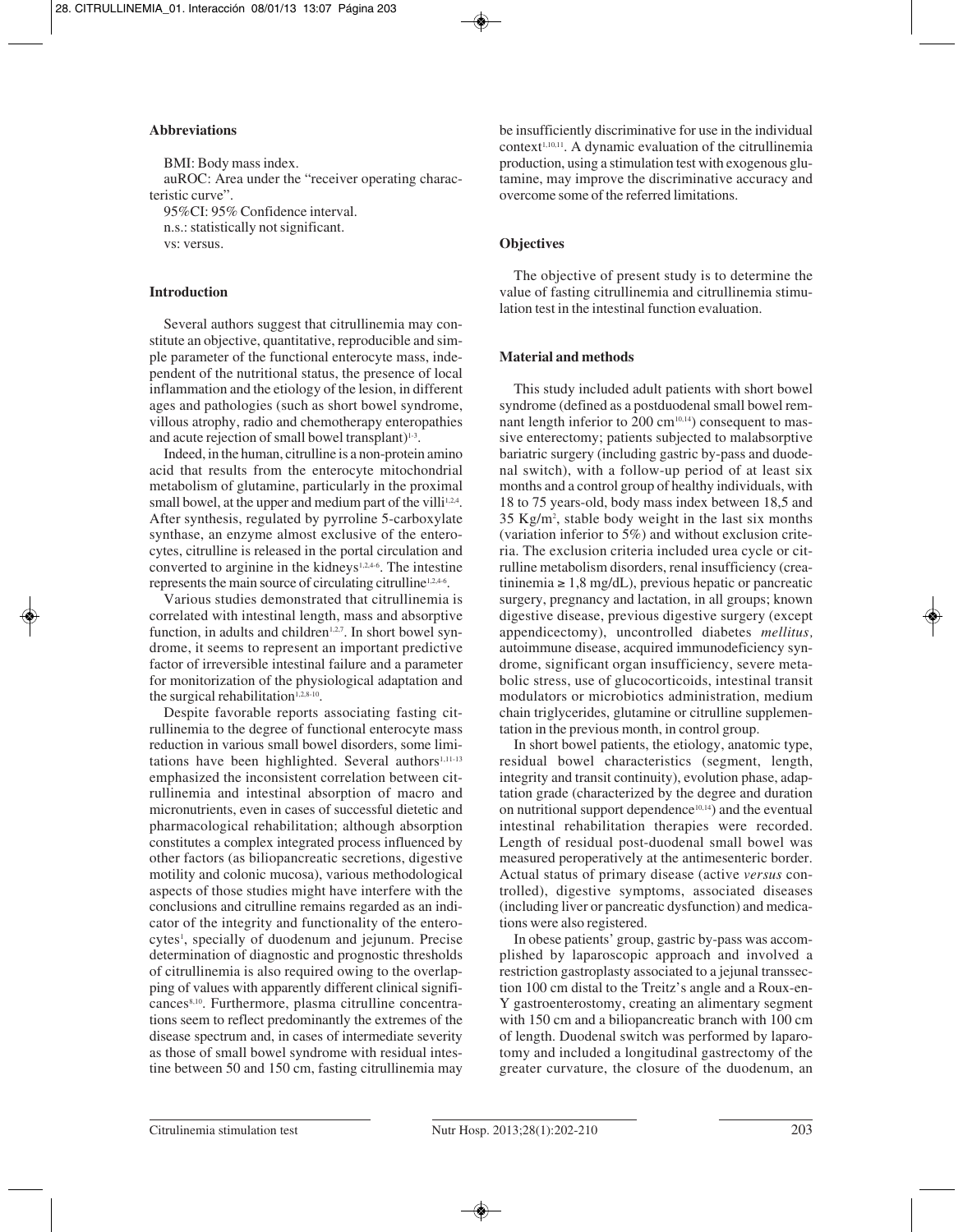### Abbreviations

BMI: Body mass index.

auROC: Area under the "receiver operating characteristic curve".

95%CI: 95% Confidence interval.

n.s.: statistically not significant.

vs: versus.

### Introduction

Several authors suggest that citrullinemia may constitute an objective, quantitative, reproducible and simple parameter of the functional enterocyte mass, independent of the nutritional status, the presence of local inflammation and the etiology of the lesion, in different ages and pathologies (such as short bowel syndrome, villous atrophy, radio and chemotherapy enteropathies and acute rejection of small bowel transplant)[1-3].

Indeed, in the human, citrulline is a non-protein amino acid that results from the enterocyte mitochondrial metabolism of glutamine, particularly in the proximal small bowel, at the upper and medium part of the villi[1,2,4]. After synthesis, regulated by pyrroline 5-carboxylate synthase, an enzyme almost exclusive of the enterocytes, citrulline is released in the portal circulation and converted to arginine in the kidneys[1,2,4-6]. The intestine represents the main source of circulating citrulline[1,2,4-6].

Various studies demonstrated that citrullinemia is correlated with intestinal length, mass and absorptive function, in adults and children[1,2,7]. In short bowel syndrome, it seems to represent an important predictive factor of irreversible intestinal failure and a parameter for monitorization of the physiological adaptation and the surgical rehabilitation[1,2,8-10].

Despite favorable reports associating fasting citrullinemia to the degree of functional enterocyte mass reduction in various small bowel disorders, some limitations have been highlighted. Several authors[1,11-13] emphasized the inconsistent correlation between citrullinemia and intestinal absorption of macro and micronutrients, even in cases of successful dietetic and pharmacological rehabilitation; although absorption constitutes a complex integrated process influenced by other factors (as biliopancreatic secretions, digestive motility and colonic mucosa), various methodological aspects of those studies might have interfere with the conclusions and citrulline remains regarded as an indicator of the integrity and functionality of the enterocytes[1], specially of duodenum and jejunum. Precise determination of diagnostic and prognostic thresholds of citrullinemia is also required owing to the overlapping of values with apparently different clinical significances[8,10]. Furthermore, plasma citrulline concentrations seem to reflect predominantly the extremes of the disease spectrum and, in cases of intermediate severity as those of small bowel syndrome with residual intestine between 50 and 150 cm, fasting citrullinemia may be insufficiently discriminative for use in the individual context[1,10,11]. A dynamic evaluation of the citrullinemia production, using a stimulation test with exogenous glutamine, may improve the discriminative accuracy and overcome some of the referred limitations.

### Objectives

The objective of present study is to determine the value of fasting citrullinemia and citrullinemia stimulation test in the intestinal function evaluation.

### Material and methods

This study included adult patients with short bowel syndrome (defined as a postduodenal small bowel remnant length inferior to 200 cm[10,14]) consequent to massive enterectomy; patients subjected to malabsorptive bariatric surgery (including gastric by-pass and duodenal switch), with a follow-up period of at least six months and a control group of healthy individuals, with 18 to 75 years-old, body mass index between 18,5 and 35 Kg/m$^2$, stable body weight in the last six months (variation inferior to 5%) and without exclusion criteria. The exclusion criteria included urea cycle or citrulline metabolism disorders, renal insufficiency (creatininemia ≥ 1,8 mg/dL), previous hepatic or pancreatic surgery, pregnancy and lactation, in all groups; known digestive disease, previous digestive surgery (except appendicectomy), uncontrolled diabetes *mellitus,* autoimmune disease, acquired immunodeficiency syndrome, significant organ insufficiency, severe metabolic stress, use of glucocorticoids, intestinal transit modulators or microbiotics administration, medium chain triglycerides, glutamine or citrulline supplementation in the previous month, in control group.

In short bowel patients, the etiology, anatomic type, residual bowel characteristics (segment, length, integrity and transit continuity), evolution phase, adaptation grade (characterized by the degree and duration on nutritional support dependence[10,14]) and the eventual intestinal rehabilitation therapies were recorded. Length of residual post-duodenal small bowel was measured peroperatively at the antimesenteric border. Actual status of primary disease (active *versus* controlled), digestive symptoms, associated diseases (including liver or pancreatic dysfunction) and medications were also registered.

In obese patients' group, gastric by-pass was accomplished by laparoscopic approach and involved a restriction gastroplasty associated to a jejunal transsection 100 cm distal to the Treitz's angle and a Roux-en-Y gastroenterostomy, creating an alimentary segment with 150 cm and a biliopancreatic branch with 100 cm of length. Duodenal switch was performed by laparotomy and included a longitudinal gastrectomy of the greater curvature, the closure of the duodenum, an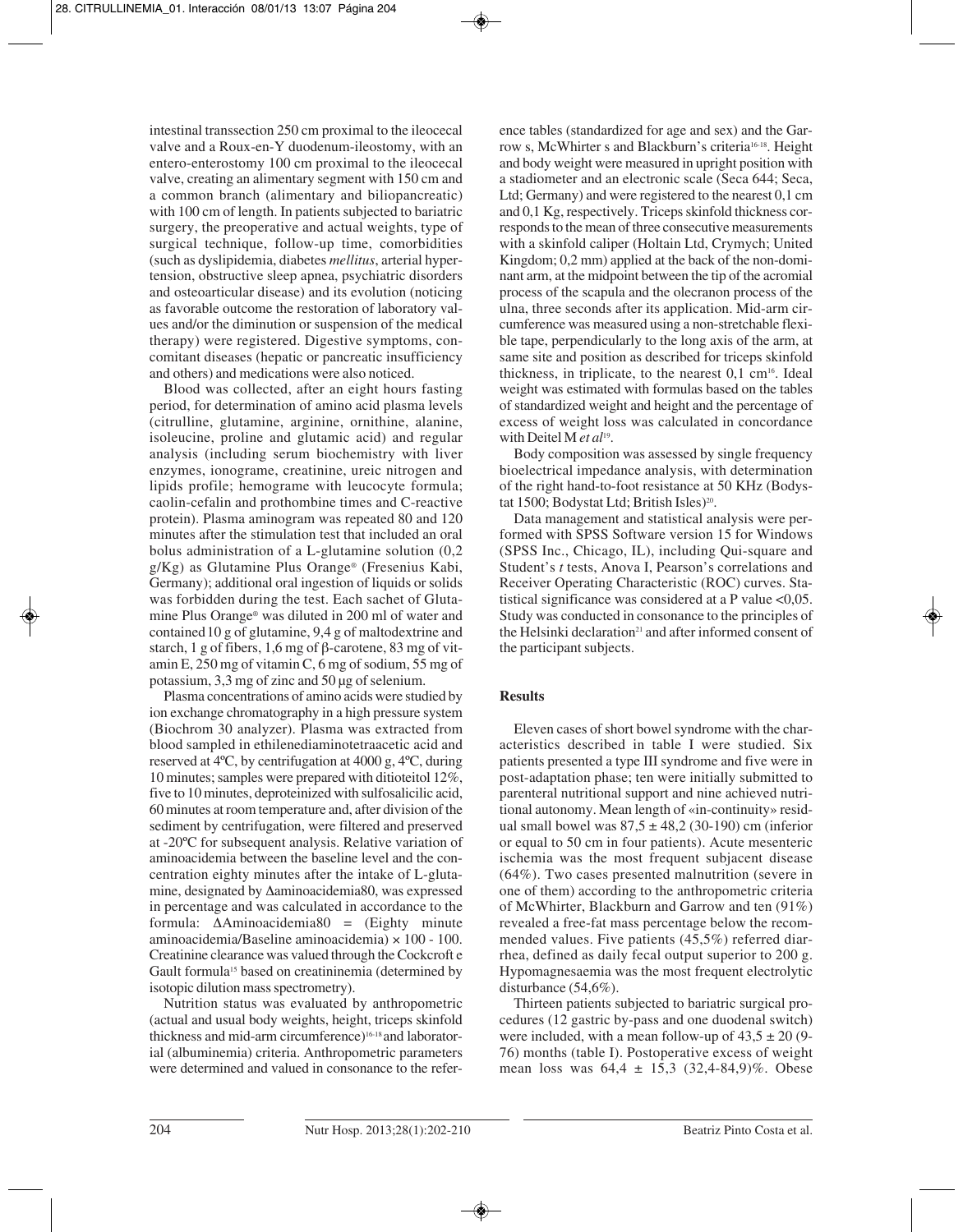intestinal transsection 250 cm proximal to the ileocecal valve and a Roux-en-Y duodenum-ileostomy, with an entero-enterostomy 100 cm proximal to the ileocecal valve, creating an alimentary segment with 150 cm and a common branch (alimentary and biliopancreatic) with 100 cm of length. In patients subjected to bariatric surgery, the preoperative and actual weights, type of surgical technique, follow-up time, comorbidities (such as dyslipidemia, diabetes *mellitus*, arterial hypertension, obstructive sleep apnea, psychiatric disorders and osteoarticular disease) and its evolution (noticing as favorable outcome the restoration of laboratory values and/or the diminution or suspension of the medical therapy) were registered. Digestive symptoms, concomitant diseases (hepatic or pancreatic insufficiency and others) and medications were also noticed.

Blood was collected, after an eight hours fasting period, for determination of amino acid plasma levels (citrulline, glutamine, arginine, ornithine, alanine, isoleucine, proline and glutamic acid) and regular analysis (including serum biochemistry with liver enzymes, ionograme, creatinine, ureic nitrogen and lipids profile; hemograme with leucocyte formula; caolin-cefalin and prothombine times and C-reactive protein). Plasma aminogram was repeated 80 and 120 minutes after the stimulation test that included an oral bolus administration of a L-glutamine solution (0,2 g/Kg) as Glutamine Plus Orange® (Fresenius Kabi, Germany); additional oral ingestion of liquids or solids was forbidden during the test. Each sachet of Glutamine Plus Orange® was diluted in 200 ml of water and contained 10 g of glutamine, 9,4 g of maltodextrine and starch, 1 g of fibers, 1,6 mg of β-carotene, 83 mg of vitamin E, 250 mg of vitamin C, 6 mg of sodium, 55 mg of potassium, 3,3 mg of zinc and 50 μg of selenium.

Plasma concentrations of amino acids were studied by ion exchange chromatography in a high pressure system (Biochrom 30 analyzer). Plasma was extracted from blood sampled in ethilenediaminotetraacetic acid and reserved at 4ºC, by centrifugation at 4000 g, 4ºC, during 10 minutes; samples were prepared with ditioteitol 12%, five to 10 minutes, deproteinized with sulfosalicilic acid, 60 minutes at room temperature and, after division of the sediment by centrifugation, were filtered and preserved at -20ºC for subsequent analysis. Relative variation of aminoacidemia between the baseline level and the concentration eighty minutes after the intake of L-glutamine, designated by Δaminoacidemia80, was expressed in percentage and was calculated in accordance to the formula: ΔAminoacidemia80 = (Eighty minute aminoacidemia/Baseline aminoacidemia) × 100 - 100. Creatinine clearance was valued through the Cockcroft e Gault formula[15] based on creatininemia (determined by isotopic dilution mass spectrometry).

Nutrition status was evaluated by anthropometric (actual and usual body weights, height, triceps skinfold thickness and mid-arm circumference)[16-18] and laboratorial (albuminemia) criteria. Anthropometric parameters were determined and valued in consonance to the reference tables (standardized for age and sex) and the Garrow s, McWhirter s and Blackburn's criteria[16-18]. Height and body weight were measured in upright position with a stadiometer and an electronic scale (Seca 644; Seca, Ltd; Germany) and were registered to the nearest 0,1 cm and 0,1 Kg, respectively. Triceps skinfold thickness corresponds to the mean of three consecutive measurements with a skinfold caliper (Holtain Ltd, Crymych; United Kingdom; 0,2 mm) applied at the back of the non-dominant arm, at the midpoint between the tip of the acromial process of the scapula and the olecranon process of the ulna, three seconds after its application. Mid-arm circumference was measured using a non-stretchable flexible tape, perpendicularly to the long axis of the arm, at same site and position as described for triceps skinfold thickness, in triplicate, to the nearest 0,1 cm[16]. Ideal weight was estimated with formulas based on the tables of standardized weight and height and the percentage of excess of weight loss was calculated in concordance with Deitel M *et al*[19].

Body composition was assessed by single frequency bioelectrical impedance analysis, with determination of the right hand-to-foot resistance at 50 KHz (Bodystat 1500; Bodystat Ltd; British Isles)[20].

Data management and statistical analysis were performed with SPSS Software version 15 for Windows (SPSS Inc., Chicago, IL), including Qui-square and Student's *t* tests, Anova I, Pearson's correlations and Receiver Operating Characteristic (ROC) curves. Statistical significance was considered at a P value <0,05. Study was conducted in consonance to the principles of the Helsinki declaration[21] and after informed consent of the participant subjects.

## Results

Eleven cases of short bowel syndrome with the characteristics described in table I were studied. Six patients presented a type III syndrome and five were in post-adaptation phase; ten were initially submitted to parenteral nutritional support and nine achieved nutritional autonomy. Mean length of «in-continuity» residual small bowel was 87,5 ± 48,2 (30-190) cm (inferior or equal to 50 cm in four patients). Acute mesenteric ischemia was the most frequent subjacent disease (64%). Two cases presented malnutrition (severe in one of them) according to the anthropometric criteria of McWhirter, Blackburn and Garrow and ten (91%) revealed a free-fat mass percentage below the recommended values. Five patients (45,5%) referred diarrhea, defined as daily fecal output superior to 200 g. Hypomagnesaemia was the most frequent electrolytic disturbance (54,6%).

Thirteen patients subjected to bariatric surgical procedures (12 gastric by-pass and one duodenal switch) were included, with a mean follow-up of 43,5 ± 20 (9-76) months (table I). Postoperative excess of weight mean loss was 64,4 ± 15,3 (32,4-84,9)%. Obese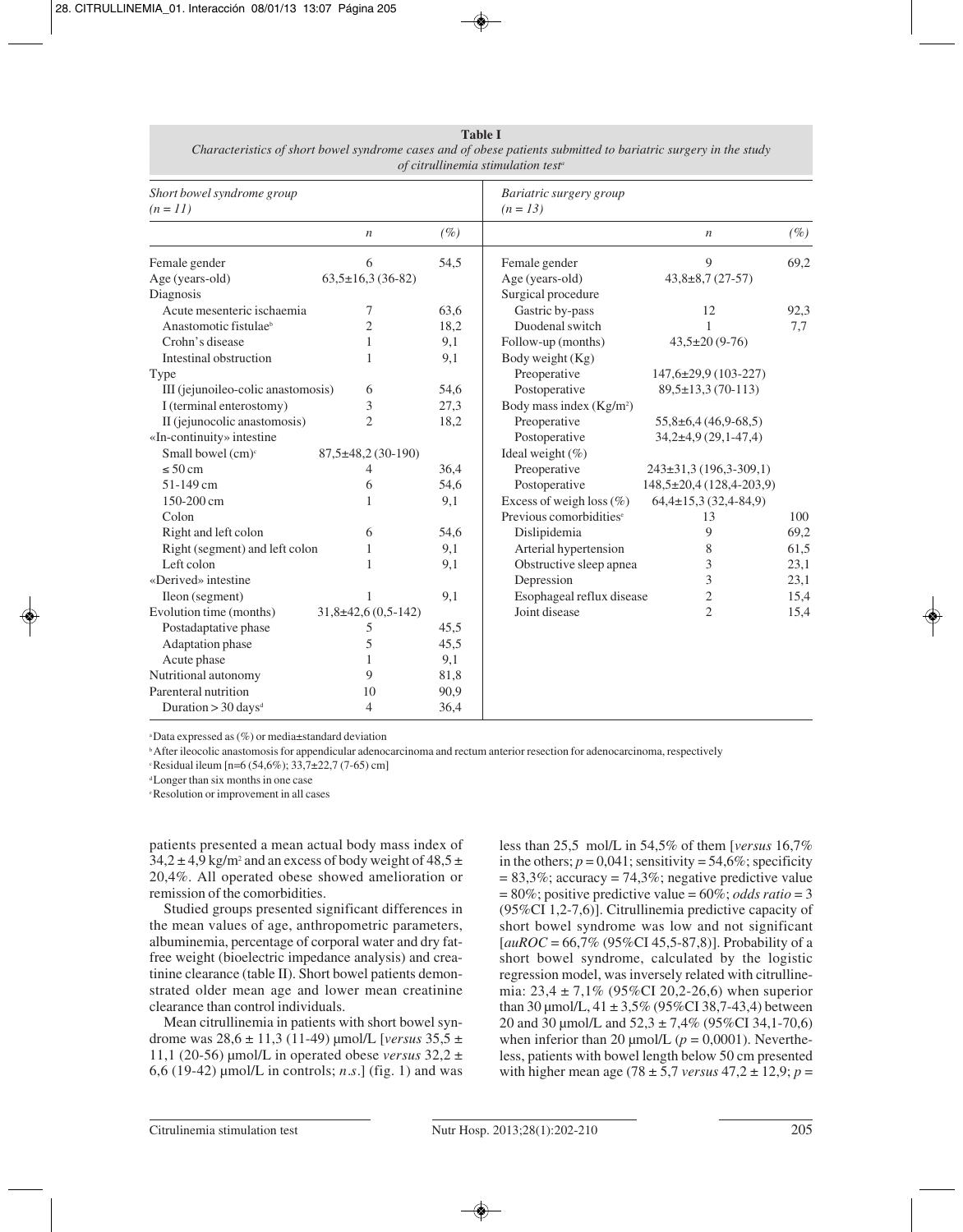**Table I**
*Characteristics of short bowel syndrome cases and of obese patients submitted to bariatric surgery in the study of citrullinemia stimulation test[a]*

| *Short bowel syndrome group (n = 11)* | *n* | *(%)* | *Bariatric surgery group (n = 13)* | *n* | *(%)* |
|---|---|---|---|---|---|
| Female gender | 6 | 54,5 | Female gender | 9 | 69,2 |
| Age (years-old) | 63,5±16,3 (36-82) | | Age (years-old) | 43,8±8,7 (27-57) | |
| Diagnosis | | | Surgical procedure | | |
| Acute mesenteric ischaemia | 7 | 63,6 | Gastric by-pass | 12 | 92,3 |
| Anastomotic fistulae[b] | 2 | 18,2 | Duodenal switch | 1 | 7,7 |
| Crohn's disease | 1 | 9,1 | Follow-up (months) | 43,5±20 (9-76) | |
| Intestinal obstruction | 1 | 9,1 | Body weight (Kg) | | |
| Type | | | Preoperative | 147,6±29,9 (103-227) | |
| III (jejunoileo-colic anastomosis) | 6 | 54,6 | Postoperative | 89,5±13,3 (70-113) | |
| I (terminal enterostomy) | 3 | 27,3 | Body mass index (Kg/m²) | | |
| II (jejunocolic anastomosis) | 2 | 18,2 | Preoperative | 55,8±6,4 (46,9-68,5) | |
| «In-continuity» intestine | | | Postoperative | 34,2±4,9 (29,1-47,4) | |
| Small bowel (cm)[c] | 87,5±48,2 (30-190) | | Ideal weight (%) | | |
| ≤ 50 cm | 4 | 36,4 | Preoperative | 243±31,3 (196,3-309,1) | |
| 51-149 cm | 6 | 54,6 | Postoperative | 148,5±20,4 (128,4-203,9) | |
| 150-200 cm | 1 | 9,1 | Excess of weigh loss (%) | 64,4±15,3 (32,4-84,9) | |
| Colon | | | Previous comorbidities[e] | 13 | 100 |
| Right and left colon | 6 | 54,6 | Dislipidemia | 9 | 69,2 |
| Right (segment) and left colon | 1 | 9,1 | Arterial hypertension | 8 | 61,5 |
| Left colon | 1 | 9,1 | Obstructive sleep apnea | 3 | 23,1 |
| «Derived» intestine | | | Depression | 3 | 23,1 |
| Ileon (segment) | 1 | 9,1 | Esophageal reflux disease | 2 | 15,4 |
| Evolution time (months) | 31,8±42,6 (0,5-142) | | Joint disease | 2 | 15,4 |
| Postadaptative phase | 5 | 45,5 | | | |
| Adaptation phase | 5 | 45,5 | | | |
| Acute phase | 1 | 9,1 | | | |
| Nutritional autonomy | 9 | 81,8 | | | |
| Parenteral nutrition | 10 | 90,9 | | | |
| Duration > 30 days[d] | 4 | 36,4 | | | |

[a]Data expressed as (%) or media±standard deviation
[b]After ileocolic anastomosis for appendicular adenocarcinoma and rectum anterior resection for adenocarcinoma, respectively
[c]Residual ileum [n=6 (54,6%); 33,7±22,7 (7-65) cm]
[d]Longer than six months in one case
[e]Resolution or improvement in all cases

patients presented a mean actual body mass index of $34,2 \pm 4,9$ kg/m² and an excess of body weight of $48,5 \pm 20,4\%$. All operated obese showed amelioration or remission of the comorbidities.

Studied groups presented significant differences in the mean values of age, anthropometric parameters, albuminemia, percentage of corporal water and dry fat-free weight (bioelectric impedance analysis) and creatinine clearance (table II). Short bowel patients demonstrated older mean age and lower mean creatinine clearance than control individuals.

Mean citrullinemia in patients with short bowel syndrome was $28,6 \pm 11,3$ (11-49) µmol/L [*versus* $35,5 \pm 11,1$ (20-56) µmol/L in operated obese *versus* $32,2 \pm 6,6$ (19-42) µmol/L in controls; *n.s.*] (fig. 1) and was less than 25,5 mol/L in 54,5% of them [*versus* 16,7% in the others; $p = 0,041$; sensitivity = 54,6%; specificity = 83,3%; accuracy = 74,3%; negative predictive value = 80%; positive predictive value = 60%; *odds ratio* = 3 (95%CI 1,2-7,6)]. Citrullinemia predictive capacity of short bowel syndrome was low and not significant [*auROC* = 66,7% (95%CI 45,5-87,8)]. Probability of a short bowel syndrome, calculated by the logistic regression model, was inversely related with citrullinemia: $23,4 \pm 7,1\%$ (95%CI 20,2-26,6) when superior than 30 µmol/L, $41 \pm 3,5\%$ (95%CI 38,7-43,4) between 20 and 30 µmol/L and $52,3 \pm 7,4\%$ (95%CI 34,1-70,6) when inferior than 20 µmol/L ($p = 0,0001$). Nevertheless, patients with bowel length below 50 cm presented with higher mean age ($78 \pm 5,7$ *versus* $47,2 \pm 12,9$; $p =$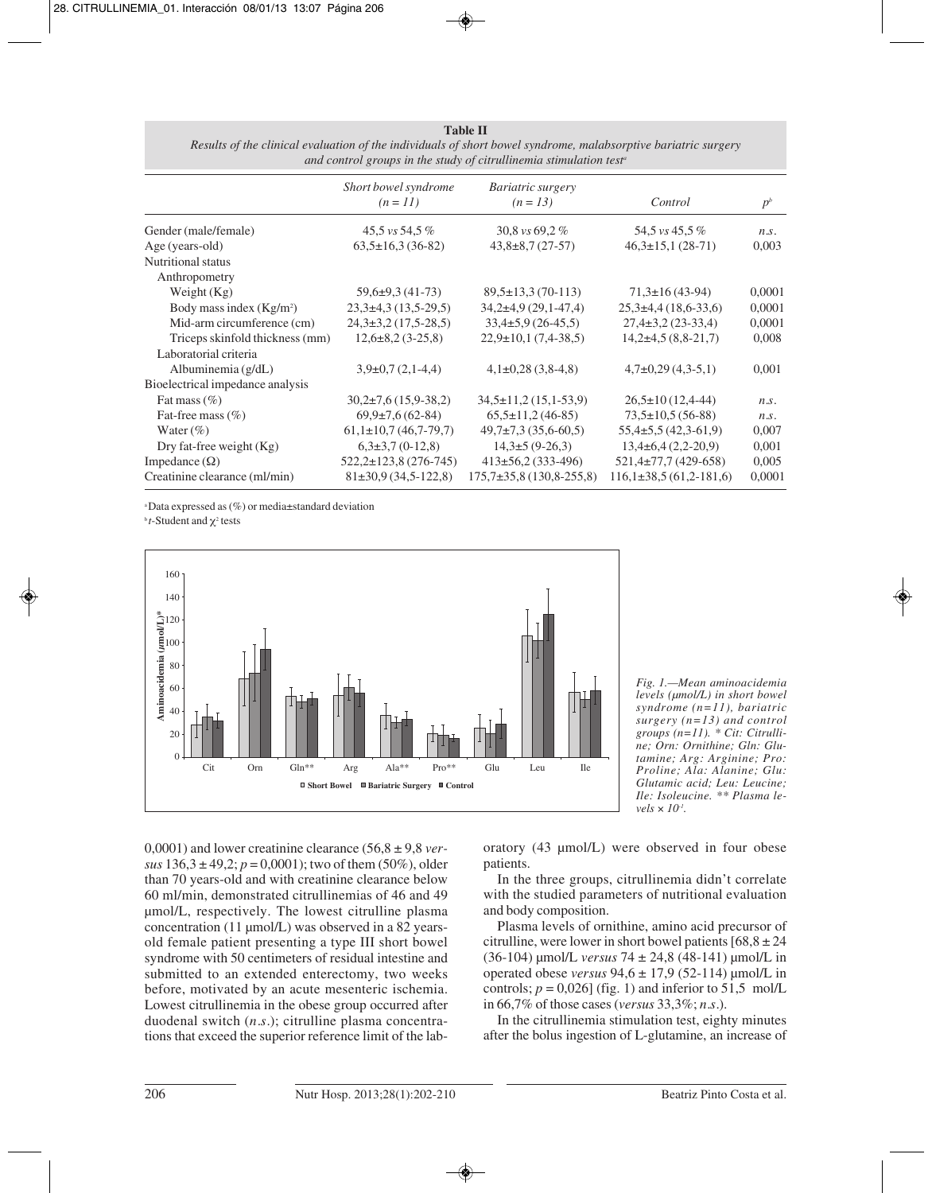**Table II**
*Results of the clinical evaluation of the individuals of short bowel syndrome, malabsorptive bariatric surgery and control groups in the study of citrullinemia stimulation test*[a]

| | *Short bowel syndrome (n = 11)* | *Bariatric surgery (n = 13)* | *Control* | $p^b$ |
|---|---|---|---|---|
| Gender (male/female) | 45,5 *vs* 54,5 % | 30,8 *vs* 69,2 % | 54,5 *vs* 45,5 % | *n.s.* |
| Age (years-old) | 63,5±16,3 (36-82) | 43,8±8,7 (27-57) | 46,3±15,1 (28-71) | 0,003 |
| Nutritional status | | | | |
| Anthropometry | | | | |
| Weight (Kg) | 59,6±9,3 (41-73) | 89,5±13,3 (70-113) | 71,3±16 (43-94) | 0,0001 |
| Body mass index (Kg/m²) | 23,3±4,3 (13,5-29,5) | 34,2±4,9 (29,1-47,4) | 25,3±4,4 (18,6-33,6) | 0,0001 |
| Mid-arm circumference (cm) | 24,3±3,2 (17,5-28,5) | 33,4±5,9 (26-45,5) | 27,4±3,2 (23-33,4) | 0,0001 |
| Triceps skinfold thickness (mm) | 12,6±8,2 (3-25,8) | 22,9±10,1 (7,4-38,5) | 14,2±4,5 (8,8-21,7) | 0,008 |
| Laboratorial criteria | | | | |
| Albuminemia (g/dL) | 3,9±0,7 (2,1-4,4) | 4,1±0,28 (3,8-4,8) | 4,7±0,29 (4,3-5,1) | 0,001 |
| Bioelectrical impedance analysis | | | | |
| Fat mass (%) | 30,2±7,6 (15,9-38,2) | 34,5±11,2 (15,1-53,9) | 26,5±10 (12,4-44) | *n.s.* |
| Fat-free mass (%) | 69,9±7,6 (62-84) | 65,5±11,2 (46-85) | 73,5±10,5 (56-88) | *n.s.* |
| Water (%) | 61,1±10,7 (46,7-79,7) | 49,7±7,3 (35,6-60,5) | 55,4±5,5 (42,3-61,9) | 0,007 |
| Dry fat-free weight (Kg) | 6,3±3,7 (0-12,8) | 14,3±5 (9-26,3) | 13,4±6,4 (2,2-20,9) | 0,001 |
| Impedance (Ω) | 522,2±123,8 (276-745) | 413±56,2 (333-496) | 521,4±77,7 (429-658) | 0,005 |
| Creatinine clearance (ml/min) | 81±30,9 (34,5-122,8) | 175,7±35,8 (130,8-255,8) | 116,1±38,5 (61,2-181,6) | 0,0001 |

[a]Data expressed as (%) or media±standard deviation
[b]*t*-Student and $\chi^2$ tests

Aminoacidemia (µmol/L)*
160
140
120
100
80
60
40
20
0
Cit Orn Gln** Arg Ala** Pro** Glu Leu Ile
Short Bowel Bariatric Surgery Control

*Fig. 1.—Mean aminoacidemia levels (µmol/L) in short bowel syndrome (n=11), bariatric surgery (n=13) and control groups (n=11). * Cit: Citrulline; Orn: Ornithine; Gln: Glutamine; Arg: Arginine; Pro: Proline; Ala: Alanine; Glu: Glutamic acid; Leu: Leucine; Ile: Isoleucine. ** Plasma levels × $10^{-1}$.*

0,0001) and lower creatinine clearance (56,8 ± 9,8 *versus* 136,3 ± 49,2; *p* = 0,0001); two of them (50%), older than 70 years-old and with creatinine clearance below 60 ml/min, demonstrated citrullinemias of 46 and 49 µmol/L, respectively. The lowest citrulline plasma concentration (11 µmol/L) was observed in a 82 years-old female patient presenting a type III short bowel syndrome with 50 centimeters of residual intestine and submitted to an extended enterectomy, two weeks before, motivated by an acute mesenteric ischemia. Lowest citrullinemia in the obese group occurred after duodenal switch (*n.s.*); citrulline plasma concentrations that exceed the superior reference limit of the laboratory (43 µmol/L) were observed in four obese patients.

In the three groups, citrullinemia didn't correlate with the studied parameters of nutritional evaluation and body composition.

Plasma levels of ornithine, amino acid precursor of citrulline, were lower in short bowel patients [68,8 ± 24 (36-104) µmol/L *versus* 74 ± 24,8 (48-141) µmol/L in operated obese *versus* 94,6 ± 17,9 (52-114) µmol/L in controls; *p* = 0,026] (fig. 1) and inferior to 51,5 mol/L in 66,7% of those cases (*versus* 33,3%; *n.s.*).

In the citrullinemia stimulation test, eighty minutes after the bolus ingestion of L-glutamine, an increase of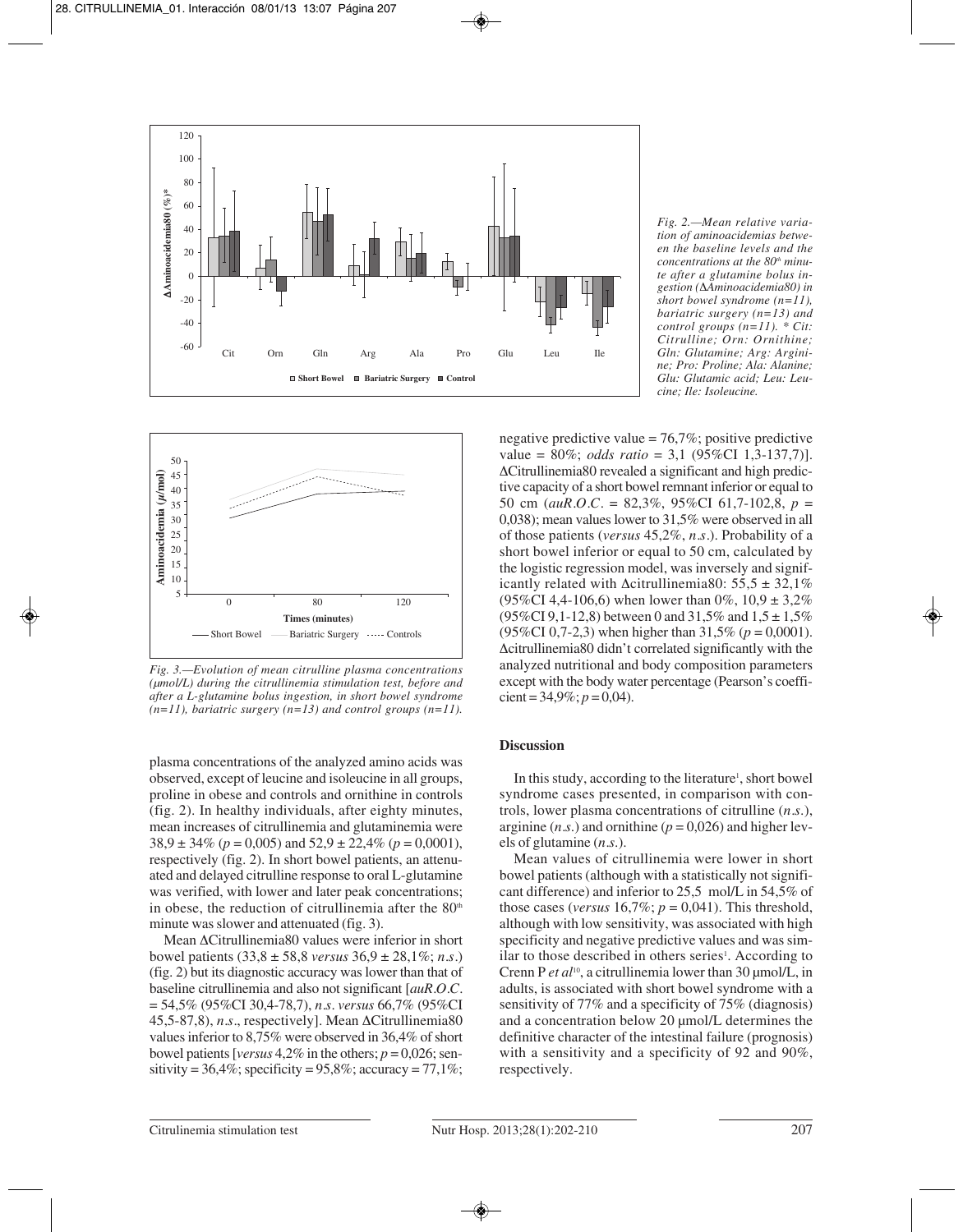120
100
80
60
40
20
0
-20
-40
-60

ΔAminoacidemia80 (%)*

Cit Orn Gln Arg Ala Pro Glu Leu Ile

Short Bowel  Bariatric Surgery  Control

*Fig. 2.—Mean relative variation of aminoacidemias between the baseline levels and the concentrations at the 80th minute after a glutamine bolus ingestion (ΔAminoacidemia80) in short bowel syndrome (n=11), bariatric surgery (n=13) and control groups (n=11). * Cit: Citrulline; Orn: Ornithine; Gln: Glutamine; Arg: Arginine; Pro: Proline; Ala: Alanine; Glu: Glutamic acid; Leu: Leucine; Ile: Isoleucine.*

50
45
40
35
30
25
20
15
10
5

Aminoacidemia (µ/mol)

0 80 120

Times (minutes)

Short Bowel  Bariatric Surgery  Controls

*Fig. 3.—Evolution of mean citrulline plasma concentrations (µmol/L) during the citrullinemia stimulation test, before and after a L-glutamine bolus ingestion, in short bowel syndrome (n=11), bariatric surgery (n=13) and control groups (n=11).*

plasma concentrations of the analyzed amino acids was observed, except of leucine and isoleucine in all groups, proline in obese and controls and ornithine in controls (fig. 2). In healthy individuals, after eighty minutes, mean increases of citrullinemia and glutaminemia were 38,9 ± 34% ($p$ = 0,005) and 52,9 ± 22,4% ($p$ = 0,0001), respectively (fig. 2). In short bowel patients, an attenuated and delayed citrulline response to oral L-glutamine was verified, with lower and later peak concentrations; in obese, the reduction of citrullinemia after the 80th minute was slower and attenuated (fig. 3).

Mean ΔCitrullinemia80 values were inferior in short bowel patients (33,8 ± 58,8 *versus* 36,9 ± 28,1%; *n.s.*) (fig. 2) but its diagnostic accuracy was lower than that of baseline citrullinemia and also not significant [*auR.O.C.* = 54,5% (95%CI 30,4-78,7), *n.s. versus* 66,7% (95%CI 45,5-87,8), *n.s.*, respectively]. Mean ΔCitrullinemia80 values inferior to 8,75% were observed in 36,4% of short bowel patients [*versus* 4,2% in the others; $p$ = 0,026; sensitivity = 36,4%; specificity = 95,8%; accuracy = 77,1%; negative predictive value = 76,7%; positive predictive value = 80%; *odds ratio* = 3,1 (95%CI 1,3-137,7)]. ΔCitrullinemia80 revealed a significant and high predictive capacity of a short bowel remnant inferior or equal to 50 cm (*auR.O.C.* = 82,3%, 95%CI 61,7-102,8, $p$ = 0,038); mean values lower to 31,5% were observed in all of those patients (*versus* 45,2%, *n.s.*). Probability of a short bowel inferior or equal to 50 cm, calculated by the logistic regression model, was inversely and significantly related with Δcitrullinemia80: 55,5 ± 32,1% (95%CI 4,4-106,6) when lower than 0%, 10,9 ± 3,2% (95%CI 9,1-12,8) between 0 and 31,5% and 1,5 ± 1,5% (95%CI 0,7-2,3) when higher than 31,5% ($p$ = 0,0001). Δcitrullinemia80 didn't correlated significantly with the analyzed nutritional and body composition parameters except with the body water percentage (Pearson's coefficient = 34,9%; $p$ = 0,04).

## Discussion

In this study, according to the literature[1], short bowel syndrome cases presented, in comparison with controls, lower plasma concentrations of citrulline (*n.s.*), arginine (*n.s.*) and ornithine ($p$ = 0,026) and higher levels of glutamine (*n.s.*).

Mean values of citrullinemia were lower in short bowel patients (although with a statistically not significant difference) and inferior to 25,5 mol/L in 54,5% of those cases (*versus* 16,7%; $p$ = 0,041). This threshold, although with low sensitivity, was associated with high specificity and negative predictive values and was similar to those described in others series[1]. According to Crenn P *et al*[10], a citrullinemia lower than 30 µmol/L, in adults, is associated with short bowel syndrome with a sensitivity of 77% and a specificity of 75% (diagnosis) and a concentration below 20 µmol/L determines the definitive character of the intestinal failure (prognosis) with a sensitivity and a specificity of 92 and 90%, respectively.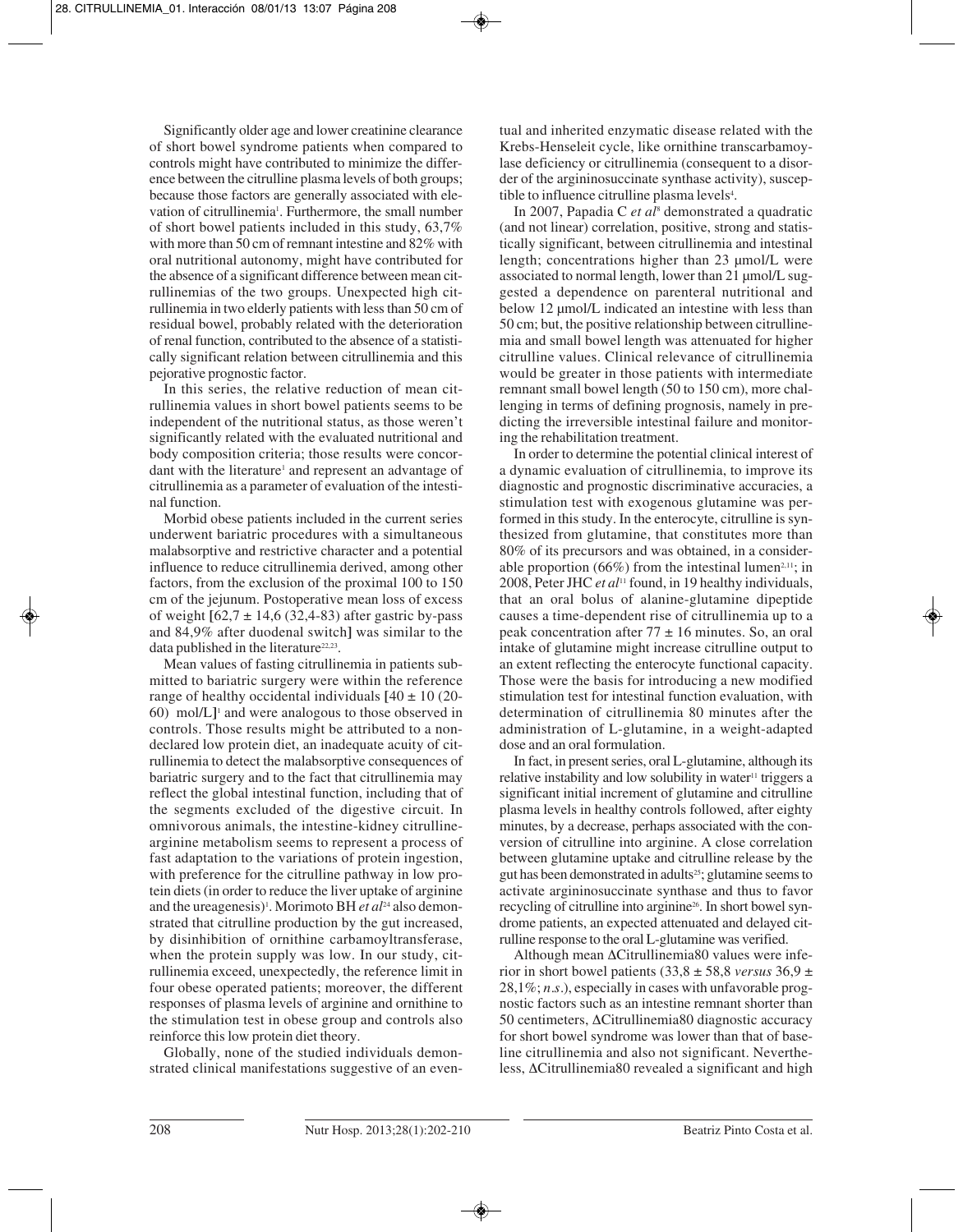Significantly older age and lower creatinine clearance of short bowel syndrome patients when compared to controls might have contributed to minimize the difference between the citrulline plasma levels of both groups; because those factors are generally associated with elevation of citrullinemia[1]. Furthermore, the small number of short bowel patients included in this study, 63,7% with more than 50 cm of remnant intestine and 82% with oral nutritional autonomy, might have contributed for the absence of a significant difference between mean citrullinemias of the two groups. Unexpected high citrullinemia in two elderly patients with less than 50 cm of residual bowel, probably related with the deterioration of renal function, contributed to the absence of a statistically significant relation between citrullinemia and this pejorative prognostic factor.

In this series, the relative reduction of mean citrullinemia values in short bowel patients seems to be independent of the nutritional status, as those weren't significantly related with the evaluated nutritional and body composition criteria; those results were concordant with the literature[1] and represent an advantage of citrullinemia as a parameter of evaluation of the intestinal function.

Morbid obese patients included in the current series underwent bariatric procedures with a simultaneous malabsorptive and restrictive character and a potential influence to reduce citrullinemia derived, among other factors, from the exclusion of the proximal 100 to 150 cm of the jejunum. Postoperative mean loss of excess of weight [62,7 ± 14,6 (32,4-83) after gastric by-pass and 84,9% after duodenal switch] was similar to the data published in the literature[22,23].

Mean values of fasting citrullinemia in patients submitted to bariatric surgery were within the reference range of healthy occidental individuals [40 ± 10 (20-60) mol/L][1] and were analogous to those observed in controls. Those results might be attributed to a non-declared low protein diet, an inadequate acuity of citrullinemia to detect the malabsorptive consequences of bariatric surgery and to the fact that citrullinemia may reflect the global intestinal function, including that of the segments excluded of the digestive circuit. In omnivorous animals, the intestine-kidney citrulline-arginine metabolism seems to represent a process of fast adaptation to the variations of protein ingestion, with preference for the citrulline pathway in low protein diets (in order to reduce the liver uptake of arginine and the ureagenesis)[1]. Morimoto BH *et al*[24] also demonstrated that citrulline production by the gut increased, by disinhibition of ornithine carbamoyltransferase, when the protein supply was low. In our study, citrullinemia exceed, unexpectedly, the reference limit in four obese operated patients; moreover, the different responses of plasma levels of arginine and ornithine to the stimulation test in obese group and controls also reinforce this low protein diet theory.

Globally, none of the studied individuals demonstrated clinical manifestations suggestive of an eventual and inherited enzymatic disease related with the Krebs-Henseleit cycle, like ornithine transcarbamoylase deficiency or citrullinemia (consequent to a disorder of the argininosuccinate synthase activity), susceptible to influence citrulline plasma levels[4].

In 2007, Papadia C *et al*[8] demonstrated a quadratic (and not linear) correlation, positive, strong and statistically significant, between citrullinemia and intestinal length; concentrations higher than 23 µmol/L were associated to normal length, lower than 21 µmol/L suggested a dependence on parenteral nutritional and below 12 µmol/L indicated an intestine with less than 50 cm; but, the positive relationship between citrullinemia and small bowel length was attenuated for higher citrulline values. Clinical relevance of citrullinemia would be greater in those patients with intermediate remnant small bowel length (50 to 150 cm), more challenging in terms of defining prognosis, namely in predicting the irreversible intestinal failure and monitoring the rehabilitation treatment.

In order to determine the potential clinical interest of a dynamic evaluation of citrullinemia, to improve its diagnostic and prognostic discriminative accuracies, a stimulation test with exogenous glutamine was performed in this study. In the enterocyte, citrulline is synthesized from glutamine, that constitutes more than 80% of its precursors and was obtained, in a considerable proportion (66%) from the intestinal lumen[2,11]; in 2008, Peter JHC *et al*[11] found, in 19 healthy individuals, that an oral bolus of alanine-glutamine dipeptide causes a time-dependent rise of citrullinemia up to a peak concentration after 77 ± 16 minutes. So, an oral intake of glutamine might increase citrulline output to an extent reflecting the enterocyte functional capacity. Those were the basis for introducing a new modified stimulation test for intestinal function evaluation, with determination of citrullinemia 80 minutes after the administration of L-glutamine, in a weight-adapted dose and an oral formulation.

In fact, in present series, oral L-glutamine, although its relative instability and low solubility in water[11] triggers a significant initial increment of glutamine and citrulline plasma levels in healthy controls followed, after eighty minutes, by a decrease, perhaps associated with the conversion of citrulline into arginine. A close correlation between glutamine uptake and citrulline release by the gut has been demonstrated in adults[25]; glutamine seems to activate argininosuccinate synthase and thus to favor recycling of citrulline into arginine[26]. In short bowel syndrome patients, an expected attenuated and delayed citrulline response to the oral L-glutamine was verified.

Although mean ΔCitrullinemia80 values were inferior in short bowel patients (33,8 ± 58,8 *versus* 36,9 ± 28,1%; *n.s.*), especially in cases with unfavorable prognostic factors such as an intestine remnant shorter than 50 centimeters, ΔCitrullinemia80 diagnostic accuracy for short bowel syndrome was lower than that of baseline citrullinemia and also not significant. Nevertheless, ΔCitrullinemia80 revealed a significant and high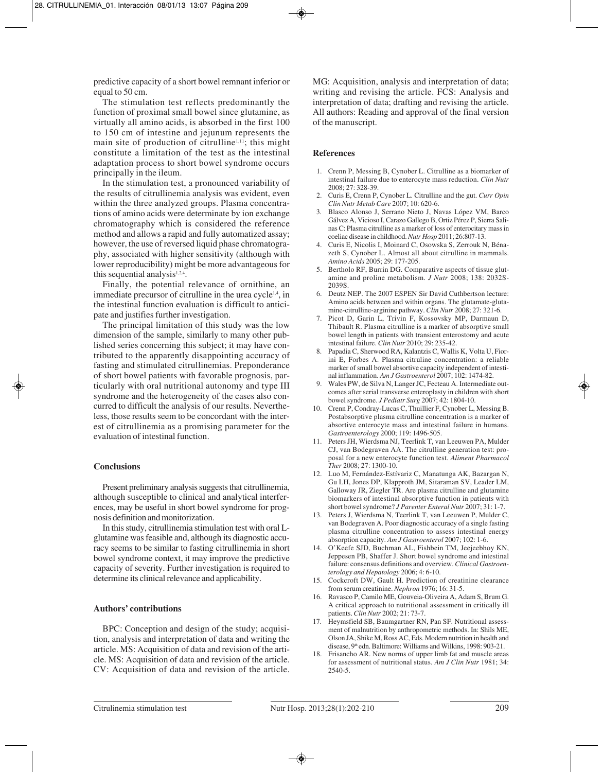predictive capacity of a short bowel remnant inferior or equal to 50 cm.

The stimulation test reflects predominantly the function of proximal small bowel since glutamine, as virtually all amino acids, is absorbed in the first 100 to 150 cm of intestine and jejunum represents the main site of production of citrulline[1,11]; this might constitute a limitation of the test as the intestinal adaptation process to short bowel syndrome occurs principally in the ileum.

In the stimulation test, a pronounced variability of the results of citrullinemia analysis was evident, even within the three analyzed groups. Plasma concentrations of amino acids were determinate by ion exchange chromatography which is considered the reference method and allows a rapid and fully automatized assay; however, the use of reversed liquid phase chromatography, associated with higher sensitivity (although with lower reproducibility) might be more advantageous for this sequential analysis[1,2,4].

Finally, the potential relevance of ornithine, an immediate precursor of citrulline in the urea cycle[1,4], in the intestinal function evaluation is difficult to anticipate and justifies further investigation.

The principal limitation of this study was the low dimension of the sample, similarly to many other published series concerning this subject; it may have contributed to the apparently disappointing accuracy of fasting and stimulated citrullinemias. Preponderance of short bowel patients with favorable prognosis, particularly with oral nutritional autonomy and type III syndrome and the heterogeneity of the cases also concurred to difficult the analysis of our results. Nevertheless, those results seem to be concordant with the interest of citrullinemia as a promising parameter for the evaluation of intestinal function.

## Conclusions

Present preliminary analysis suggests that citrullinemia, although susceptible to clinical and analytical interferences, may be useful in short bowel syndrome for prognosis definition and monitorization.

In this study, citrullinemia stimulation test with oral L-glutamine was feasible and, although its diagnostic accuracy seems to be similar to fasting citrullinemia in short bowel syndrome context, it may improve the predictive capacity of severity. Further investigation is required to determine its clinical relevance and applicability.

## Authors' contributions

BPC: Conception and design of the study; acquisition, analysis and interpretation of data and writing the article. MS: Acquisition of data and revision of the article. MS: Acquisition of data and revision of the article. CV: Acquisition of data and revision of the article. MG: Acquisition, analysis and interpretation of data; writing and revising the article. FCS: Analysis and interpretation of data; drafting and revising the article. All authors: Reading and approval of the final version of the manuscript.

## References

1. Crenn P, Messing B, Cynober L. Citrulline as a biomarker of intestinal failure due to enterocyte mass reduction. *Clin Nutr* 2008; 27: 328-39.
2. Curis E, Crenn P, Cynober L. Citrulline and the gut. *Curr Opin Clin Nutr Metab Care* 2007; 10: 620-6.
3. Blasco Alonso J, Serrano Nieto J, Navas López VM, Barco Gálvez A, Vicioso I, Carazo Gallego B, Ortiz Pérez P, Sierra Salinas C: Plasma citrulline as a marker of loss of enterocitary mass in coeliac disease in childhood. *Nutr Hosp* 2011; 26:807-13.
4. Curis E, Nicolis I, Moinard C, Osowska S, Zerrouk N, Bénazeth S, Cynober L. Almost all about citrulline in mammals. *Amino Acids* 2005; 29: 177-205.
5. Bertholo RF, Burrin DG. Comparative aspects of tissue glutamine and proline metabolism. *J Nutr* 2008; 138: 2032S-2039S.
6. Deutz NEP. The 2007 ESPEN Sir David Cuthbertson lecture: Amino acids between and within organs. The glutamate-glutamine-citrulline-arginine pathway. *Clin Nutr* 2008; 27: 321-6.
7. Picot D, Garin L, Trivin F, Kossovsky MP, Darmaun D, Thibault R. Plasma citrulline is a marker of absorptive small bowel length in patients with transient enterostomy and acute intestinal failure. *Clin Nutr* 2010; 29: 235-42.
8. Papadia C, Sherwood RA, Kalantzis C, Wallis K, Volta U, Fiorini E, Forbes A. Plasma citruline concentration: a reliable marker of small bowel absortive capacity independent of intestinal inflammation. *Am J Gastroenterol* 2007; 102: 1474-82.
9. Wales PW, de Silva N, Langer JC, Fecteau A. Intermediate outcomes after serial transverse enteroplasty in children with short bowel syndrome. *J Pediatr Surg* 2007; 42: 1804-10.
10. Crenn P, Condray-Lucas C, Thuillier F, Cynober L, Messing B. Postabsorptive plasma citrulline concentration is a marker of absortive enterocyte mass and intestinal failure in humans. *Gastroenterology* 2000; 119: 1496-505.
11. Peters JH, Wierdsma NJ, Teerlink T, van Leeuwen PA, Mulder CJ, van Bodegraven AA. The citrulline generation test: proposal for a new enterocyte function test. *Aliment Pharmacol Ther* 2008; 27: 1300-10.
12. Luo M, Fernández-Estívariz C, Manatunga AK, Bazargan N, Gu LH, Jones DP, Klapproth JM, Sitaraman SV, Leader LM, Galloway JR, Ziegler TR. Are plasma citrulline and glutamine biomarkers of intestinal absorptive function in patients with short bowel syndrome? *J Parenter Enteral Nutr* 2007; 31: 1-7.
13. Peters J, Wierdsma N, Teerlink T, van Leeuwen P, Mulder C, van Bodegraven A. Poor diagnostic accuracy of a single fasting plasma citrulline concentration to assess intestinal energy absorption capacity. *Am J Gastroenterol* 2007; 102: 1-6.
14. O'Keefe SJD, Buchman AL, Fishbein TM, Jeejeebhoy KN, Jeppesen PB, Shaffer J. Short bowel syndrome and intestinal failure: consensus definitions and overview. *Clinical Gastroenterology and Hepatology* 2006; 4: 6-10.
15. Cockcroft DW, Gault H. Prediction of creatinine clearance from serum creatinine. *Nephron* 1976; 16: 31-5.
16. Ravasco P, Camilo ME, Gouveia-Oliveira A, Adam S, Brum G. A critical approach to nutritional assessment in critically ill patients. *Clin Nutr* 2002; 21: 73-7.
17. Heymsfield SB, Baumgartner RN, Pan SF. Nutritional assessment of malnutrition by anthropometric methods. In: Shils ME, Olson JA, Shike M, Ross AC, Eds. Modern nutrition in health and disease, 9th edn. Baltimore: Williams and Wilkins, 1998: 903-21.
18. Frisancho AR. New norms of upper limb fat and muscle areas for assessment of nutritional status. *Am J Clin Nutr* 1981; 34: 2540-5.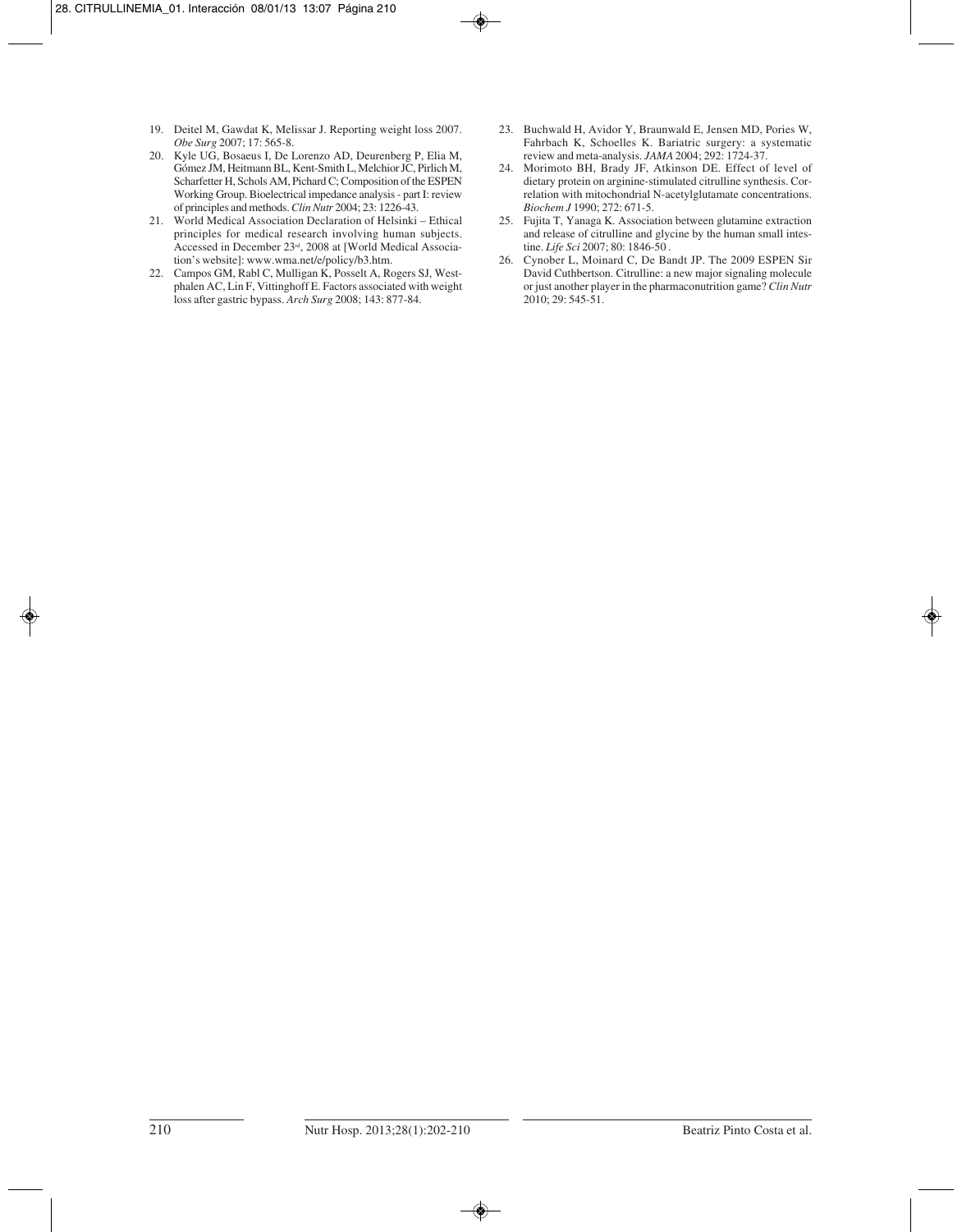19. Deitel M, Gawdat K, Melissar J. Reporting weight loss 2007. *Obe Surg* 2007; 17: 565-8.
20. Kyle UG, Bosaeus I, De Lorenzo AD, Deurenberg P, Elia M, Gómez JM, Heitmann BL, Kent-Smith L, Melchior JC, Pirlich M, Scharfetter H, Schols AM, Pichard C; Composition of the ESPEN Working Group. Bioelectrical impedance analysis - part I: review of principles and methods. *Clin Nutr* 2004; 23: 1226-43.
21. World Medical Association Declaration of Helsinki – Ethical principles for medical research involving human subjects. Accessed in December 23rd, 2008 at [World Medical Association's website]: www.wma.net/e/policy/b3.htm.
22. Campos GM, Rabl C, Mulligan K, Posselt A, Rogers SJ, Westphalen AC, Lin F, Vittinghoff E. Factors associated with weight loss after gastric bypass. *Arch Surg* 2008; 143: 877-84.
23. Buchwald H, Avidor Y, Braunwald E, Jensen MD, Pories W, Fahrbach K, Schoelles K. Bariatric surgery: a systematic review and meta-analysis. *JAMA* 2004; 292: 1724-37.
24. Morimoto BH, Brady JF, Atkinson DE. Effect of level of dietary protein on arginine-stimulated citrulline synthesis. Correlation with mitochondrial N-acetylglutamate concentrations. *Biochem J* 1990; 272: 671-5.
25. Fujita T, Yanaga K. Association between glutamine extraction and release of citrulline and glycine by the human small intestine. *Life Sci* 2007; 80: 1846-50 .
26. Cynober L, Moinard C, De Bandt JP. The 2009 ESPEN Sir David Cuthbertson. Citrulline: a new major signaling molecule or just another player in the pharmaconutrition game? *Clin Nutr* 2010; 29: 545-51.